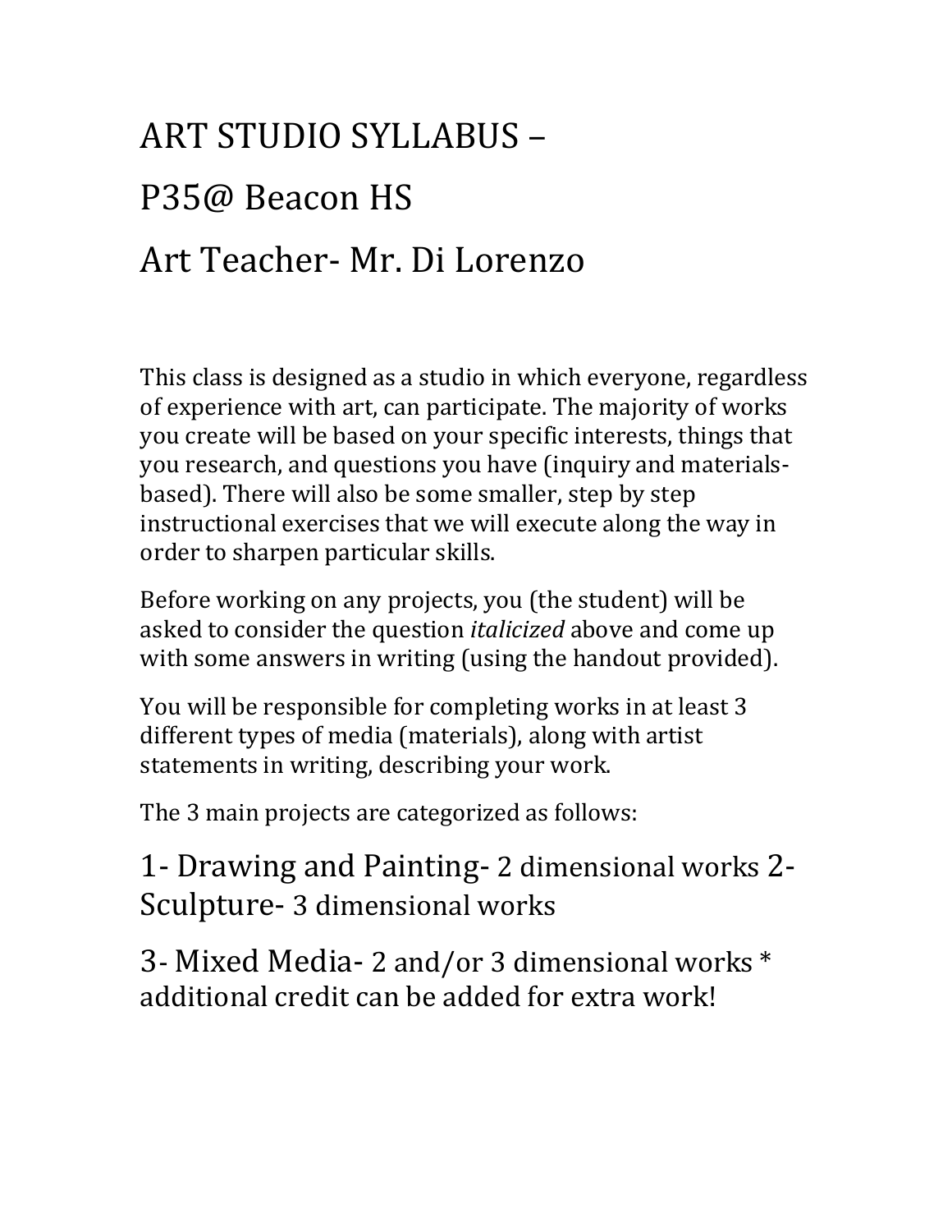# ART STUDIO SYLLABUS –

# P35@ Beacon HS

# Art Teacher- Mr. Di Lorenzo

This class is designed as a studio in which everyone, regardless of experience with art, can participate. The majority of works you create will be based on your specific interests, things that you research, and questions you have (inquiry and materials-based). There will also be some smaller, step by step instructional exercises that we will execute along the way in order to sharpen particular skills.

Before working on any projects, you (the student) will be asked to consider the question *italicized* above and come up with some answers in writing (using the handout provided).

You will be responsible for completing works in at least 3 different types of media (materials), along with artist statements in writing, describing your work.

The 3 main projects are categorized as follows:

1- Drawing and Painting- 2 dimensional works 2- Sculpture- 3 dimensional works

3- Mixed Media- 2 and/or 3 dimensional works * additional credit can be added for extra work!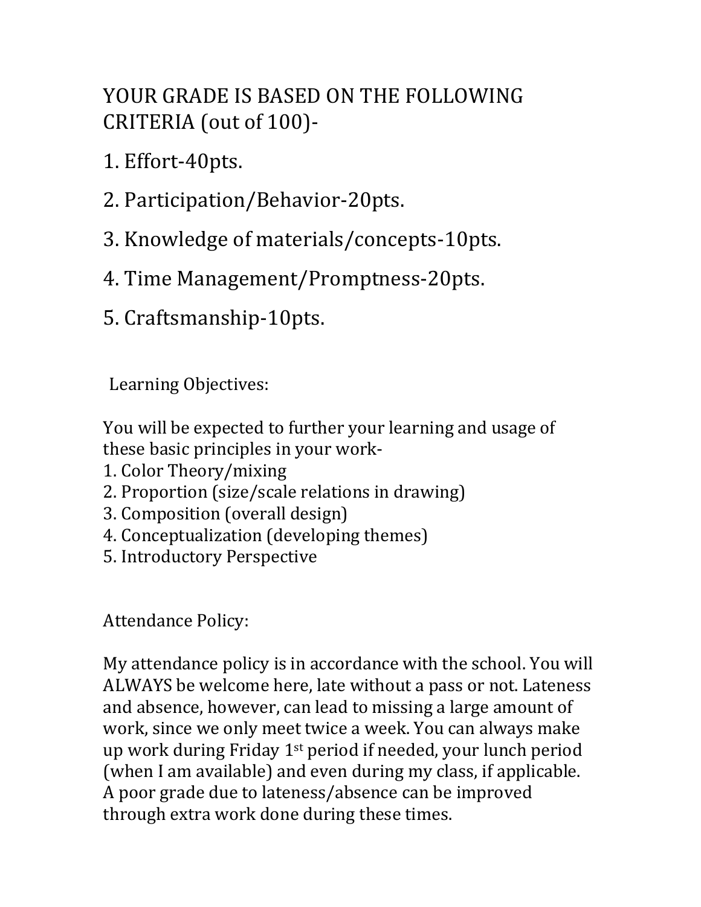YOUR GRADE IS BASED ON THE FOLLOWING CRITERIA (out of 100)-

1. Effort-40pts.
2. Participation/Behavior-20pts.
3. Knowledge of materials/concepts-10pts.
4. Time Management/Promptness-20pts.
5. Craftsmanship-10pts.

Learning Objectives:

You will be expected to further your learning and usage of these basic principles in your work-
1. Color Theory/mixing
2. Proportion (size/scale relations in drawing)
3. Composition (overall design)
4. Conceptualization (developing themes)
5. Introductory Perspective

Attendance Policy:

My attendance policy is in accordance with the school. You will ALWAYS be welcome here, late without a pass or not. Lateness and absence, however, can lead to missing a large amount of work, since we only meet twice a week. You can always make up work during Friday 1st period if needed, your lunch period (when I am available) and even during my class, if applicable. A poor grade due to lateness/absence can be improved through extra work done during these times.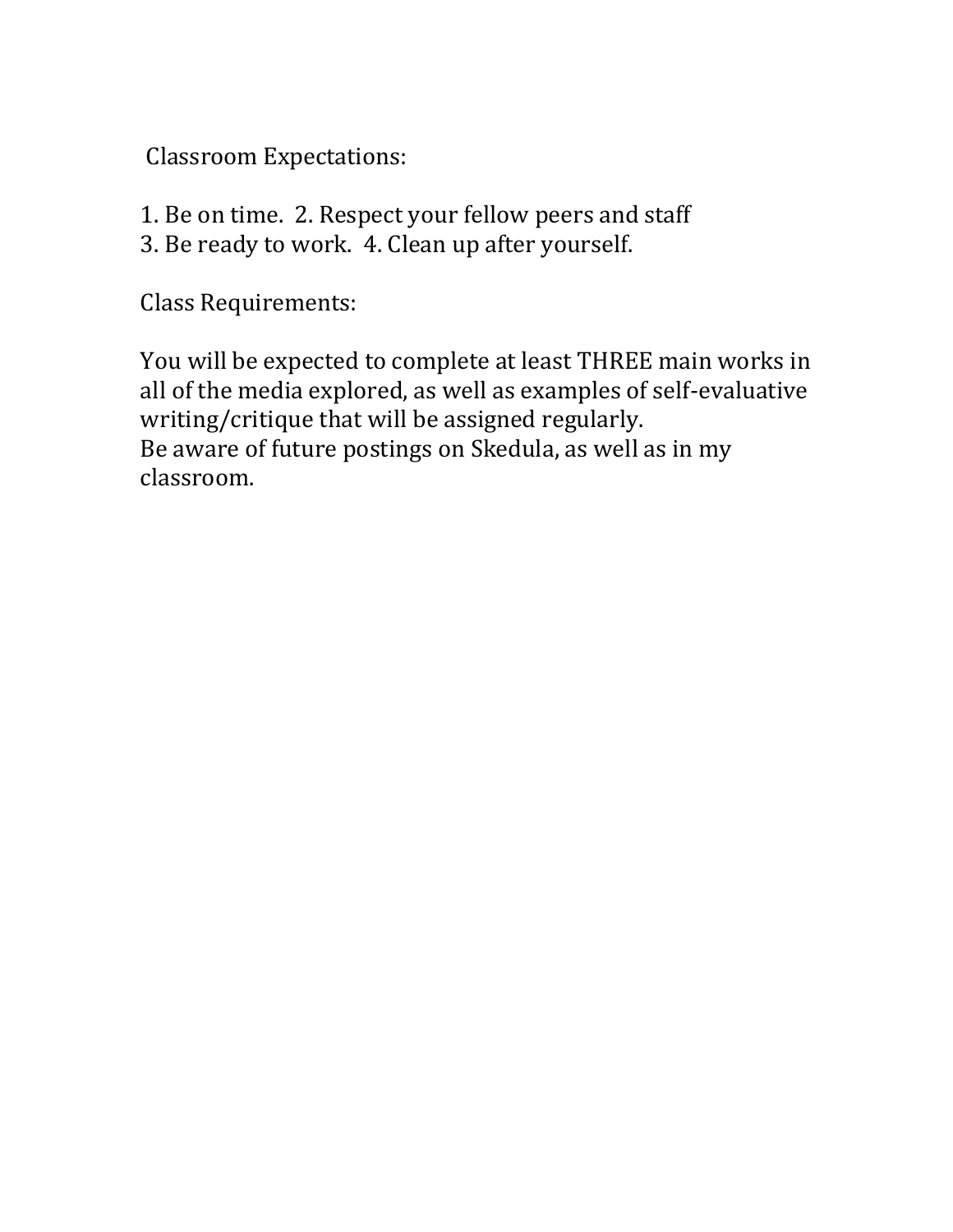Classroom Expectations:

1. Be on time. 2. Respect your fellow peers and staff
3. Be ready to work. 4. Clean up after yourself.

Class Requirements:

You will be expected to complete at least THREE main works in all of the media explored, as well as examples of self-evaluative writing/critique that will be assigned regularly.
Be aware of future postings on Skedula, as well as in my classroom.